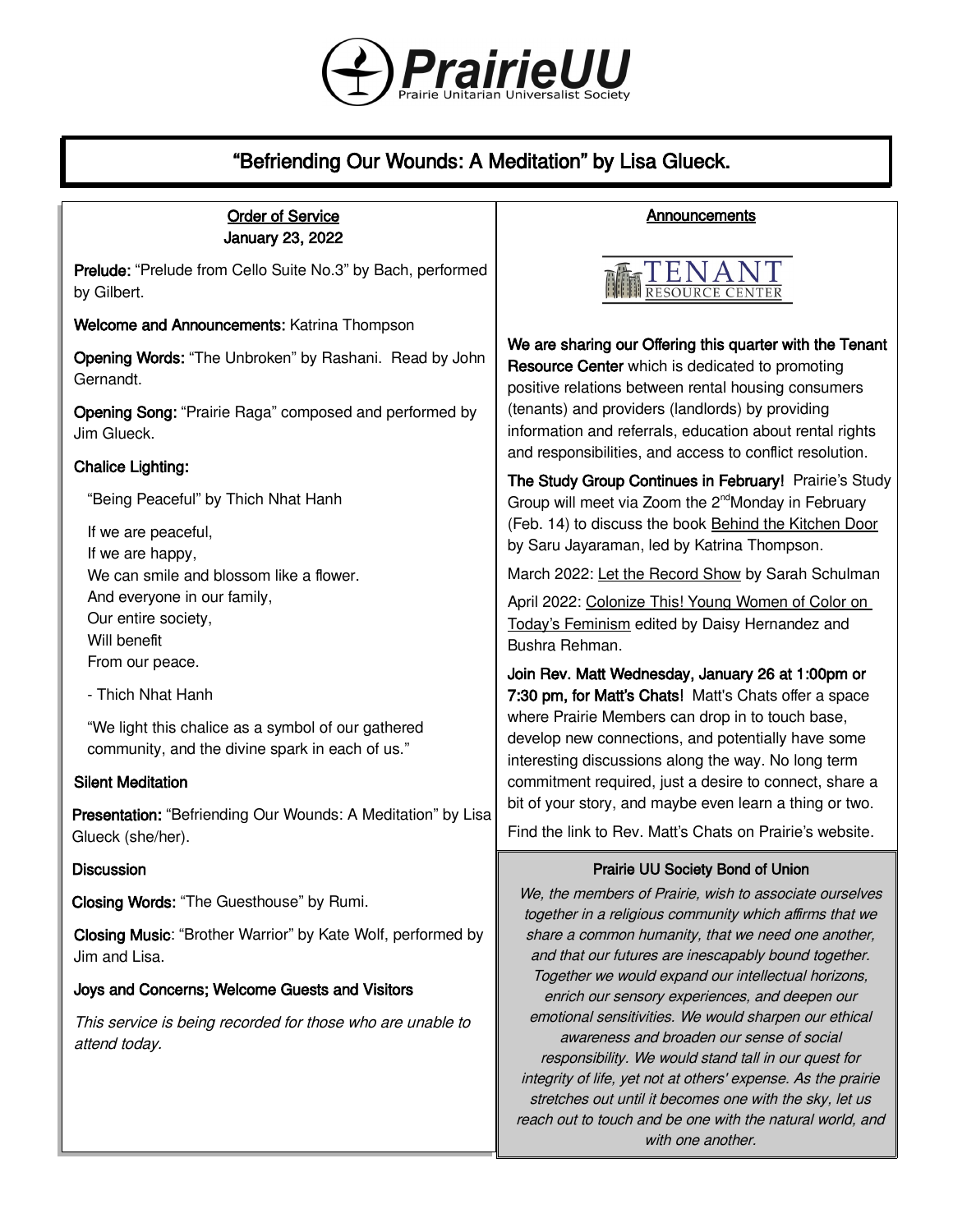# PrairieUU

Prairie Unitarian Universalist Society

## “Befriending Our Wounds: A Meditation” by Lisa Glueck.

### Order of Service

**January 23, 2022**

**Prelude:** “Prelude from Cello Suite No.3” by Bach, performed by Gilbert.

**Welcome and Announcements:** Katrina Thompson

**Opening Words:** “The Unbroken” by Rashani. Read by John Gernandt.

**Opening Song:** “Prairie Raga” composed and performed by Jim Glueck.

**Chalice Lighting:**

“Being Peaceful” by Thich Nhat Hanh

If we are peaceful,
If we are happy,
We can smile and blossom like a flower.
And everyone in our family,
Our entire society,
Will benefit
From our peace.

- Thich Nhat Hanh

“We light this chalice as a symbol of our gathered community, and the divine spark in each of us.”

**Silent Meditation**

**Presentation:** “Befriending Our Wounds: A Meditation” by Lisa Glueck (she/her).

**Discussion**

**Closing Words:** “The Guesthouse” by Rumi.

**Closing Music**: “Brother Warrior” by Kate Wolf, performed by Jim and Lisa.

**Joys and Concerns; Welcome Guests and Visitors**

*This service is being recorded for those who are unable to attend today.*

### Announcements

TENANT RESOURCE CENTER

**We are sharing our Offering this quarter with the Tenant Resource Center** which is dedicated to promoting positive relations between rental housing consumers (tenants) and providers (landlords) by providing information and referrals, education about rental rights and responsibilities, and access to conflict resolution.

**The Study Group Continues in February!** Prairie’s Study Group will meet via Zoom the 2nd Monday in February (Feb. 14) to discuss the book Behind the Kitchen Door by Saru Jayaraman, led by Katrina Thompson.

March 2022: Let the Record Show by Sarah Schulman

April 2022: Colonize This! Young Women of Color on Today’s Feminism edited by Daisy Hernandez and Bushra Rehman.

**Join Rev. Matt Wednesday, January 26 at 1:00pm or 7:30 pm, for Matt's Chats!** Matt's Chats offer a space where Prairie Members can drop in to touch base, develop new connections, and potentially have some interesting discussions along the way. No long term commitment required, just a desire to connect, share a bit of your story, and maybe even learn a thing or two.

Find the link to Rev. Matt’s Chats on Prairie’s website.

### Prairie UU Society Bond of Union

*We, the members of Prairie, wish to associate ourselves together in a religious community which affirms that we share a common humanity, that we need one another, and that our futures are inescapably bound together. Together we would expand our intellectual horizons, enrich our sensory experiences, and deepen our emotional sensitivities. We would sharpen our ethical awareness and broaden our sense of social responsibility. We would stand tall in our quest for integrity of life, yet not at others' expense. As the prairie stretches out until it becomes one with the sky, let us reach out to touch and be one with the natural world, and with one another.*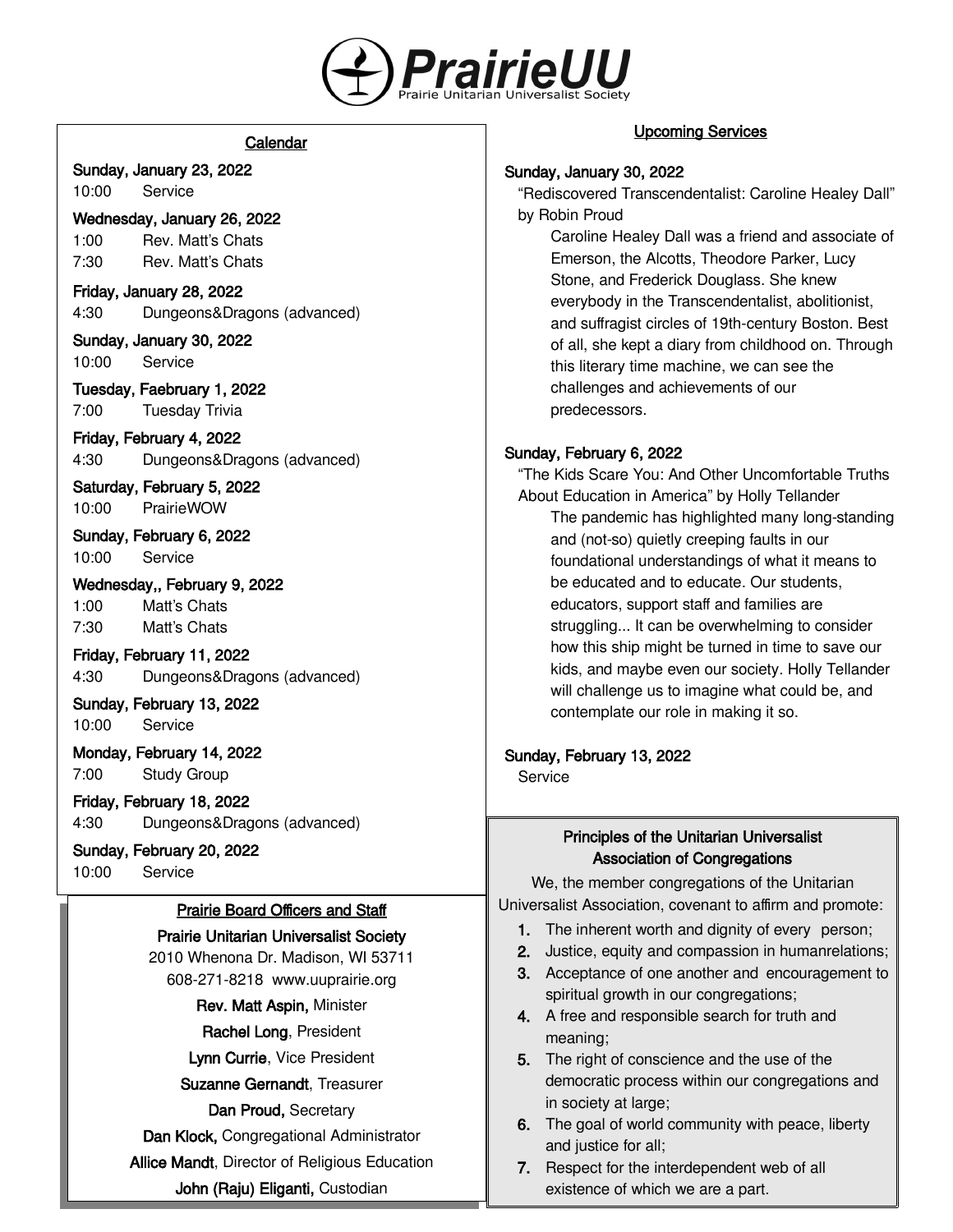# PrairieUU

Prairie Unitarian Universalist Society

## Calendar

**Sunday, January 23, 2022**
10:00 Service

**Wednesday, January 26, 2022**
1:00 Rev. Matt's Chats
7:30 Rev. Matt's Chats

**Friday, January 28, 2022**
4:30 Dungeons&Dragons (advanced)

**Sunday, January 30, 2022**
10:00 Service

**Tuesday, Faebruary 1, 2022**
7:00 Tuesday Trivia

**Friday, February 4, 2022**
4:30 Dungeons&Dragons (advanced)

**Saturday, February 5, 2022**
10:00 PrairieWOW

**Sunday, February 6, 2022**
10:00 Service

**Wednesday,, February 9, 2022**
1:00 Matt's Chats
7:30 Matt's Chats

**Friday, February 11, 2022**
4:30 Dungeons&Dragons (advanced)

**Sunday, February 13, 2022**
10:00 Service

**Monday, February 14, 2022**
7:00 Study Group

**Friday, February 18, 2022**
4:30 Dungeons&Dragons (advanced)

**Sunday, February 20, 2022**
10:00 Service

## Prairie Board Officers and Staff

**Prairie Unitarian Universalist Society**
2010 Whenona Dr. Madison, WI 53711
608-271-8218 www.uuprairie.org

**Rev. Matt Aspin,** Minister
**Rachel Long**, President
**Lynn Currie**, Vice President
**Suzanne Gernandt**, Treasurer
**Dan Proud,** Secretary
**Dan Klock,** Congregational Administrator
**Allice Mandt**, Director of Religious Education
**John (Raju) Eliganti,** Custodian

## Upcoming Services

**Sunday, January 30, 2022**
"Rediscovered Transcendentalist: Caroline Healey Dall" by Robin Proud

Caroline Healey Dall was a friend and associate of Emerson, the Alcotts, Theodore Parker, Lucy Stone, and Frederick Douglass. She knew everybody in the Transcendentalist, abolitionist, and suffragist circles of 19th-century Boston. Best of all, she kept a diary from childhood on. Through this literary time machine, we can see the challenges and achievements of our predecessors.

**Sunday, February 6, 2022**
"The Kids Scare You: And Other Uncomfortable Truths About Education in America" by Holly Tellander

The pandemic has highlighted many long-standing and (not-so) quietly creeping faults in our foundational understandings of what it means to be educated and to educate. Our students, educators, support staff and families are struggling... It can be overwhelming to consider how this ship might be turned in time to save our kids, and maybe even our society. Holly Tellander will challenge us to imagine what could be, and contemplate our role in making it so.

**Sunday, February 13, 2022**
Service

## Principles of the Unitarian Universalist Association of Congregations

We, the member congregations of the Unitarian Universalist Association, covenant to affirm and promote:

1. The inherent worth and dignity of every person;
2. Justice, equity and compassion in humanrelations;
3. Acceptance of one another and encouragement to spiritual growth in our congregations;
4. A free and responsible search for truth and meaning;
5. The right of conscience and the use of the democratic process within our congregations and in society at large;
6. The goal of world community with peace, liberty and justice for all;
7. Respect for the interdependent web of all existence of which we are a part.